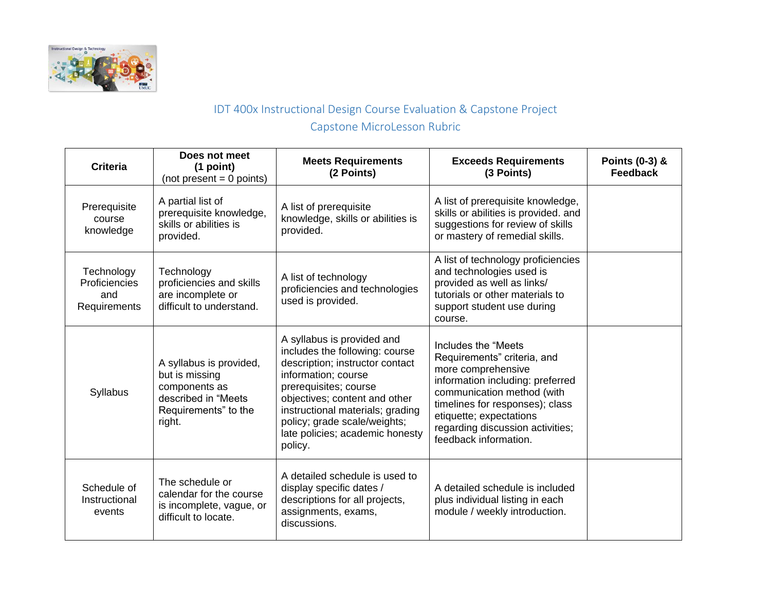# IDT 400x Instructional Design Course Evaluation & Capstone Project

## Capstone MicroLesson Rubric

| **Criteria** | **Does not meet (1 point)** (not present = 0 points) | **Meets Requirements (2 Points)** | **Exceeds Requirements (3 Points)** | **Points (0-3) & Feedback** |
|---|---|---|---|---|
| Prerequisite course knowledge | A partial list of prerequisite knowledge, skills or abilities is provided. | A list of prerequisite knowledge, skills or abilities is provided. | A list of prerequisite knowledge, skills or abilities is provided. and suggestions for review of skills or mastery of remedial skills. | |
| Technology Proficiencies and Requirements | Technology proficiencies and skills are incomplete or difficult to understand. | A list of technology proficiencies and technologies used is provided. | A list of technology proficiencies and technologies used is provided as well as links/ tutorials or other materials to support student use during course. | |
| Syllabus | A syllabus is provided, but is missing components as described in "Meets Requirements" to the right. | A syllabus is provided and includes the following: course description; instructor contact information; course prerequisites; course objectives; content and other instructional materials; grading policy; grade scale/weights; late policies; academic honesty policy. | Includes the "Meets Requirements" criteria, and more comprehensive information including: preferred communication method (with timelines for responses); class etiquette; expectations regarding discussion activities; feedback information. | |
| Schedule of Instructional events | The schedule or calendar for the course is incomplete, vague, or difficult to locate. | A detailed schedule is used to display specific dates / descriptions for all projects, assignments, exams, discussions. | A detailed schedule is included plus individual listing in each module / weekly introduction. | |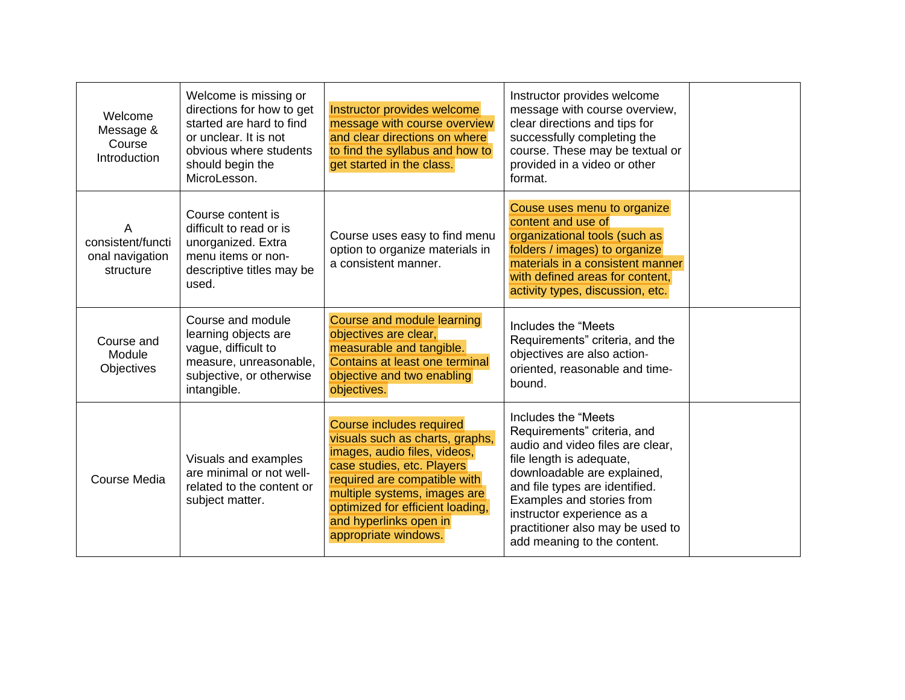| | | | | |
|---|---|---|---|---|
| Welcome Message & Course Introduction | Welcome is missing or directions for how to get started are hard to find or unclear. It is not obvious where students should begin the MicroLesson. | Instructor provides welcome message with course overview and clear directions on where to find the syllabus and how to get started in the class. | Instructor provides welcome message with course overview, clear directions and tips for successfully completing the course. These may be textual or provided in a video or other format. | |
| A consistent/functional navigation structure | Course content is difficult to read or is unorganized. Extra menu items or non-descriptive titles may be used. | Course uses easy to find menu option to organize materials in a consistent manner. | Couse uses menu to organize content and use of organizational tools (such as folders / images) to organize materials in a consistent manner with defined areas for content, activity types, discussion, etc. | |
| Course and Module Objectives | Course and module learning objects are vague, difficult to measure, unreasonable, subjective, or otherwise intangible. | Course and module learning objectives are clear, measurable and tangible. Contains at least one terminal objective and two enabling objectives. | Includes the "Meets Requirements" criteria, and the objectives are also action-oriented, reasonable and time-bound. | |
| Course Media | Visuals and examples are minimal or not well-related to the content or subject matter. | Course includes required visuals such as charts, graphs, images, audio files, videos, case studies, etc. Players required are compatible with multiple systems, images are optimized for efficient loading, and hyperlinks open in appropriate windows. | Includes the "Meets Requirements" criteria, and audio and video files are clear, file length is adequate, downloadable are explained, and file types are identified. Examples and stories from instructor experience as a practitioner also may be used to add meaning to the content. | |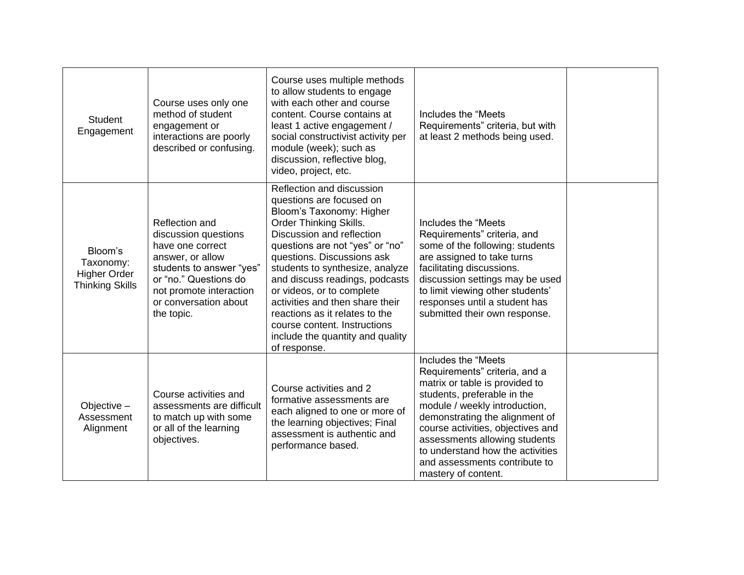| | | | | |
|---|---|---|---|---|
| Student Engagement | Course uses only one method of student engagement or interactions are poorly described or confusing. | Course uses multiple methods to allow students to engage with each other and course content. Course contains at least 1 active engagement / social constructivist activity per module (week); such as discussion, reflective blog, video, project, etc. | Includes the “Meets Requirements” criteria, but with at least 2 methods being used. | |
| Bloom’s Taxonomy: Higher Order Thinking Skills | Reflection and discussion questions have one correct answer, or allow students to answer “yes” or “no.” Questions do not promote interaction or conversation about the topic. | Reflection and discussion questions are focused on Bloom’s Taxonomy: Higher Order Thinking Skills. Discussion and reflection questions are not “yes” or “no” questions. Discussions ask students to synthesize, analyze and discuss readings, podcasts or videos, or to complete activities and then share their reactions as it relates to the course content. Instructions include the quantity and quality of response. | Includes the “Meets Requirements” criteria, and some of the following: students are assigned to take turns facilitating discussions. discussion settings may be used to limit viewing other students’ responses until a student has submitted their own response. | |
| Objective – Assessment Alignment | Course activities and assessments are difficult to match up with some or all of the learning objectives. | Course activities and 2 formative assessments are each aligned to one or more of the learning objectives; Final assessment is authentic and performance based. | Includes the “Meets Requirements” criteria, and a matrix or table is provided to students, preferable in the module / weekly introduction, demonstrating the alignment of course activities, objectives and assessments allowing students to understand how the activities and assessments contribute to mastery of content. | |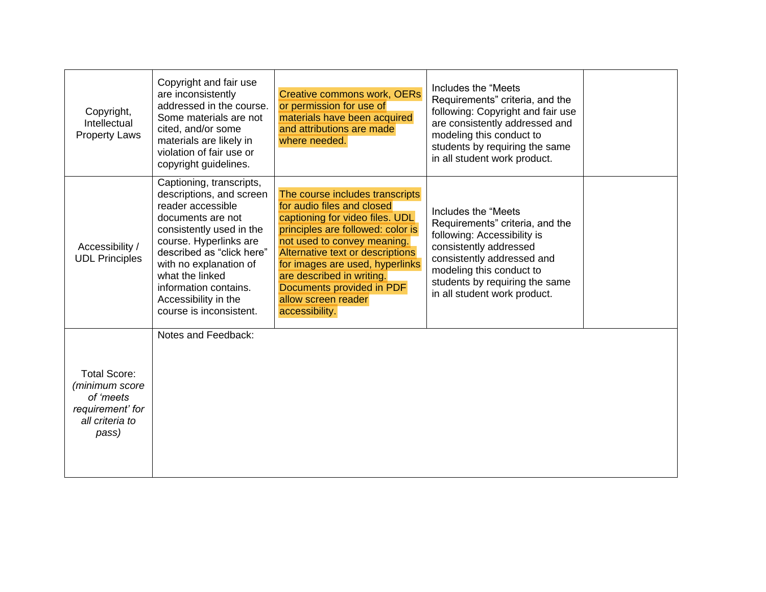| | | | | |
|---|---|---|---|---|
| Copyright, Intellectual Property Laws | Copyright and fair use are inconsistently addressed in the course. Some materials are not cited, and/or some materials are likely in violation of fair use or copyright guidelines. | Creative commons work, OERs or permission for use of materials have been acquired and attributions are made where needed. | Includes the "Meets Requirements" criteria, and the following: Copyright and fair use are consistently addressed and modeling this conduct to students by requiring the same in all student work product. | |
| Accessibility / UDL Principles | Captioning, transcripts, descriptions, and screen reader accessible documents are not consistently used in the course. Hyperlinks are described as "click here" with no explanation of what the linked information contains. Accessibility in the course is inconsistent. | The course includes transcripts for audio files and closed captioning for video files. UDL principles are followed: color is not used to convey meaning. Alternative text or descriptions for images are used, hyperlinks are described in writing. Documents provided in PDF allow screen reader accessibility. | Includes the "Meets Requirements" criteria, and the following: Accessibility is consistently addressed consistently addressed and modeling this conduct to students by requiring the same in all student work product. | |
| Total Score: *(minimum score of 'meets requirement' for all criteria to pass)* | Notes and Feedback: | | | |